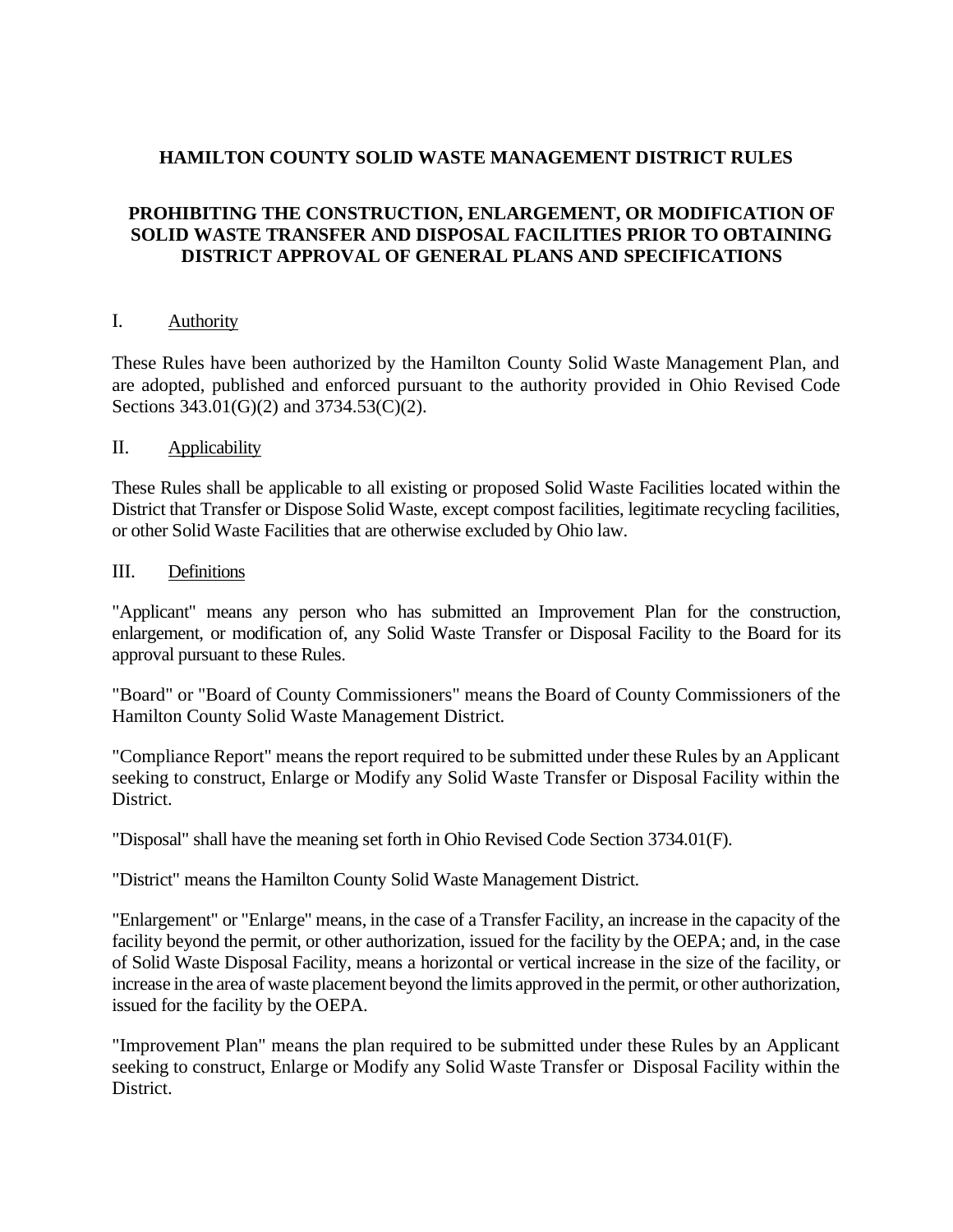# HAMILTON COUNTY SOLID WASTE MANAGEMENT DISTRICT RULES

## PROHIBITING THE CONSTRUCTION, ENLARGEMENT, OR MODIFICATION OF SOLID WASTE TRANSFER AND DISPOSAL FACILITIES PRIOR TO OBTAINING DISTRICT APPROVAL OF GENERAL PLANS AND SPECIFICATIONS

### I. Authority

These Rules have been authorized by the Hamilton County Solid Waste Management Plan, and are adopted, published and enforced pursuant to the authority provided in Ohio Revised Code Sections 343.01(G)(2) and 3734.53(C)(2).

### II. Applicability

These Rules shall be applicable to all existing or proposed Solid Waste Facilities located within the District that Transfer or Dispose Solid Waste, except compost facilities, legitimate recycling facilities, or other Solid Waste Facilities that are otherwise excluded by Ohio law.

### III. Definitions

"Applicant" means any person who has submitted an Improvement Plan for the construction, enlargement, or modification of, any Solid Waste Transfer or Disposal Facility to the Board for its approval pursuant to these Rules.

"Board" or "Board of County Commissioners" means the Board of County Commissioners of the Hamilton County Solid Waste Management District.

"Compliance Report" means the report required to be submitted under these Rules by an Applicant seeking to construct, Enlarge or Modify any Solid Waste Transfer or Disposal Facility within the District.

"Disposal" shall have the meaning set forth in Ohio Revised Code Section 3734.01(F).

"District" means the Hamilton County Solid Waste Management District.

"Enlargement" or "Enlarge" means, in the case of a Transfer Facility, an increase in the capacity of the facility beyond the permit, or other authorization, issued for the facility by the OEPA; and, in the case of Solid Waste Disposal Facility, means a horizontal or vertical increase in the size of the facility, or increase in the area of waste placement beyond the limits approved in the permit, or other authorization, issued for the facility by the OEPA.

"Improvement Plan" means the plan required to be submitted under these Rules by an Applicant seeking to construct, Enlarge or Modify any Solid Waste Transfer or Disposal Facility within the District.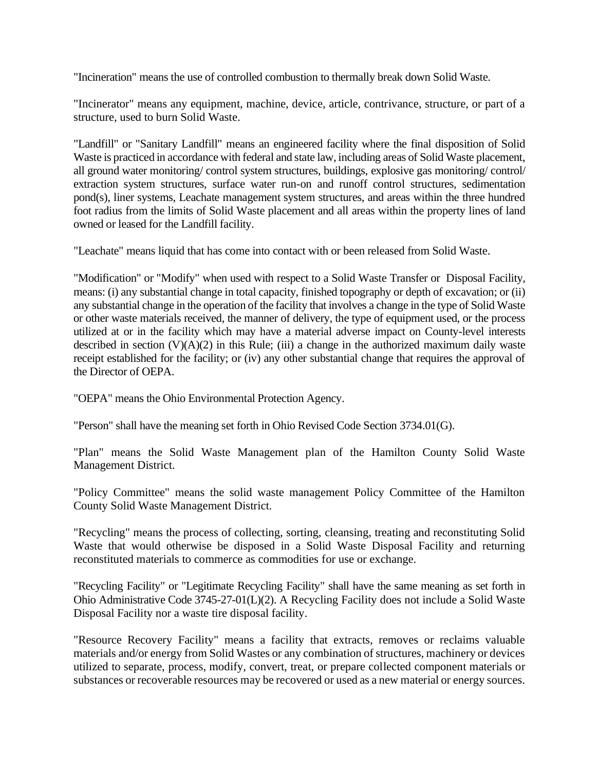"Incineration" means the use of controlled combustion to thermally break down Solid Waste.

"Incinerator" means any equipment, machine, device, article, contrivance, structure, or part of a structure, used to burn Solid Waste.

"Landfill" or "Sanitary Landfill" means an engineered facility where the final disposition of Solid Waste is practiced in accordance with federal and state law, including areas of Solid Waste placement, all ground water monitoring/ control system structures, buildings, explosive gas monitoring/ control/ extraction system structures, surface water run-on and runoff control structures, sedimentation pond(s), liner systems, Leachate management system structures, and areas within the three hundred foot radius from the limits of Solid Waste placement and all areas within the property lines of land owned or leased for the Landfill facility.

"Leachate" means liquid that has come into contact with or been released from Solid Waste.

"Modification" or "Modify" when used with respect to a Solid Waste Transfer or Disposal Facility, means: (i) any substantial change in total capacity, finished topography or depth of excavation; or (ii) any substantial change in the operation of the facility that involves a change in the type of Solid Waste or other waste materials received, the manner of delivery, the type of equipment used, or the process utilized at or in the facility which may have a material adverse impact on County-level interests described in section (V)(A)(2) in this Rule; (iii) a change in the authorized maximum daily waste receipt established for the facility; or (iv) any other substantial change that requires the approval of the Director of OEPA.

"OEPA" means the Ohio Environmental Protection Agency.

"Person" shall have the meaning set forth in Ohio Revised Code Section 3734.01(G).

"Plan" means the Solid Waste Management plan of the Hamilton County Solid Waste Management District.

"Policy Committee" means the solid waste management Policy Committee of the Hamilton County Solid Waste Management District.

"Recycling" means the process of collecting, sorting, cleansing, treating and reconstituting Solid Waste that would otherwise be disposed in a Solid Waste Disposal Facility and returning reconstituted materials to commerce as commodities for use or exchange.

"Recycling Facility" or "Legitimate Recycling Facility" shall have the same meaning as set forth in Ohio Administrative Code 3745-27-01(L)(2). A Recycling Facility does not include a Solid Waste Disposal Facility nor a waste tire disposal facility.

"Resource Recovery Facility" means a facility that extracts, removes or reclaims valuable materials and/or energy from Solid Wastes or any combination of structures, machinery or devices utilized to separate, process, modify, convert, treat, or prepare collected component materials or substances or recoverable resources may be recovered or used as a new material or energy sources.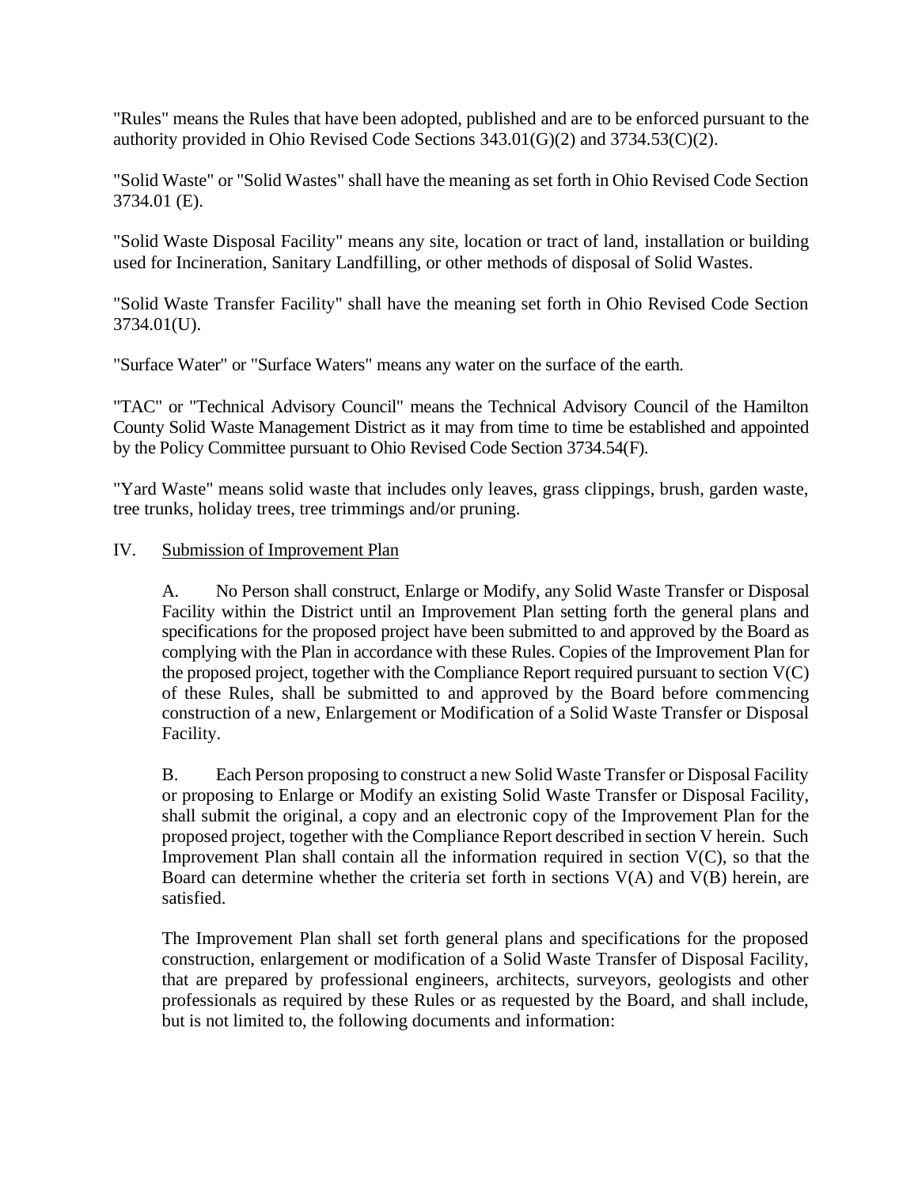"Rules" means the Rules that have been adopted, published and are to be enforced pursuant to the authority provided in Ohio Revised Code Sections 343.01(G)(2) and 3734.53(C)(2).

"Solid Waste" or "Solid Wastes" shall have the meaning as set forth in Ohio Revised Code Section 3734.01 (E).

"Solid Waste Disposal Facility" means any site, location or tract of land, installation or building used for Incineration, Sanitary Landfilling, or other methods of disposal of Solid Wastes.

"Solid Waste Transfer Facility" shall have the meaning set forth in Ohio Revised Code Section 3734.01(U).

"Surface Water" or "Surface Waters" means any water on the surface of the earth.

"TAC" or "Technical Advisory Council" means the Technical Advisory Council of the Hamilton County Solid Waste Management District as it may from time to time be established and appointed by the Policy Committee pursuant to Ohio Revised Code Section 3734.54(F).

"Yard Waste" means solid waste that includes only leaves, grass clippings, brush, garden waste, tree trunks, holiday trees, tree trimmings and/or pruning.

IV. Submission of Improvement Plan

A. No Person shall construct, Enlarge or Modify, any Solid Waste Transfer or Disposal Facility within the District until an Improvement Plan setting forth the general plans and specifications for the proposed project have been submitted to and approved by the Board as complying with the Plan in accordance with these Rules. Copies of the Improvement Plan for the proposed project, together with the Compliance Report required pursuant to section V(C) of these Rules, shall be submitted to and approved by the Board before commencing construction of a new, Enlargement or Modification of a Solid Waste Transfer or Disposal Facility.

B. Each Person proposing to construct a new Solid Waste Transfer or Disposal Facility or proposing to Enlarge or Modify an existing Solid Waste Transfer or Disposal Facility, shall submit the original, a copy and an electronic copy of the Improvement Plan for the proposed project, together with the Compliance Report described in section V herein. Such Improvement Plan shall contain all the information required in section V(C), so that the Board can determine whether the criteria set forth in sections V(A) and V(B) herein, are satisfied.

The Improvement Plan shall set forth general plans and specifications for the proposed construction, enlargement or modification of a Solid Waste Transfer of Disposal Facility, that are prepared by professional engineers, architects, surveyors, geologists and other professionals as required by these Rules or as requested by the Board, and shall include, but is not limited to, the following documents and information: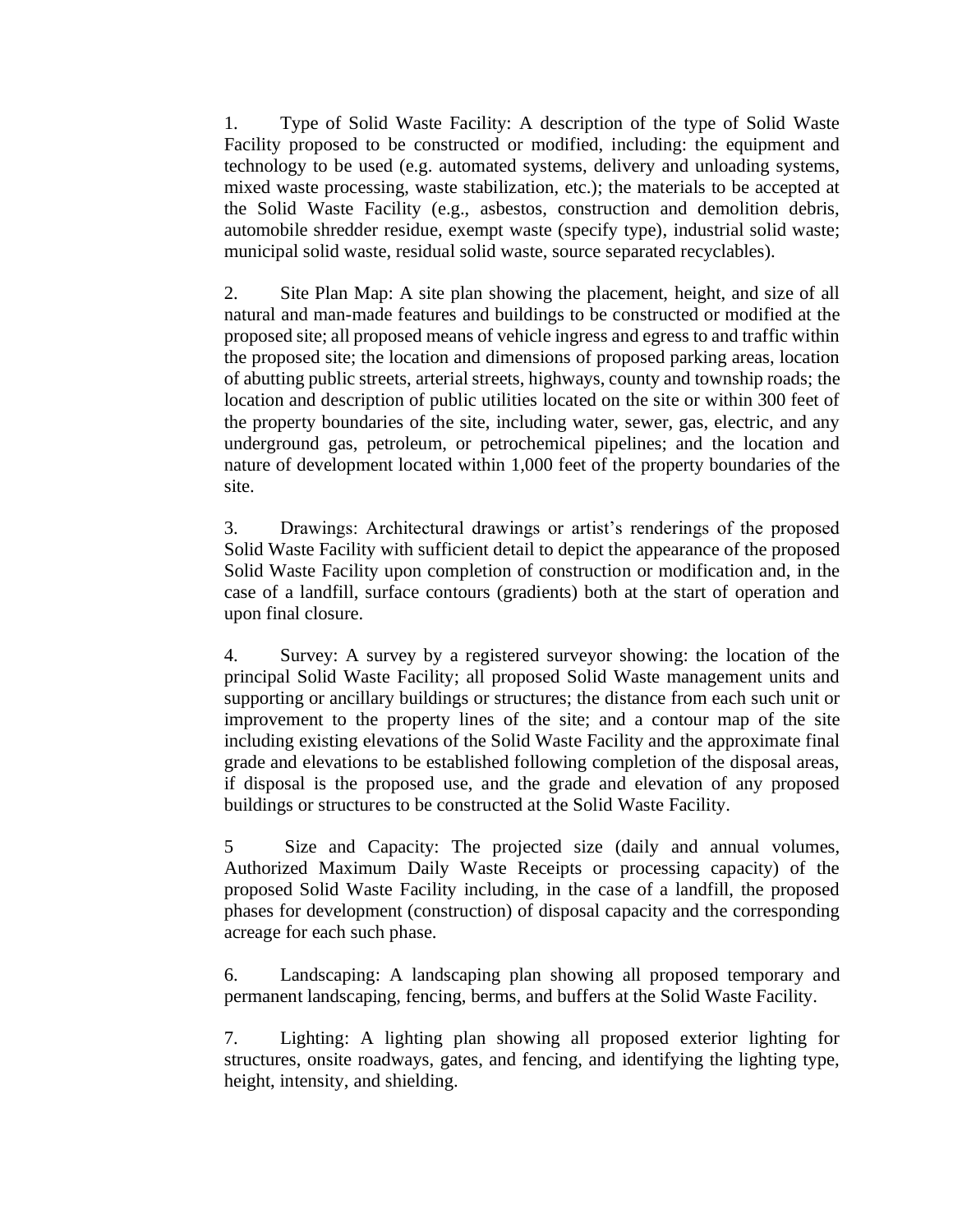1. Type of Solid Waste Facility: A description of the type of Solid Waste Facility proposed to be constructed or modified, including: the equipment and technology to be used (e.g. automated systems, delivery and unloading systems, mixed waste processing, waste stabilization, etc.); the materials to be accepted at the Solid Waste Facility (e.g., asbestos, construction and demolition debris, automobile shredder residue, exempt waste (specify type), industrial solid waste; municipal solid waste, residual solid waste, source separated recyclables).

2. Site Plan Map: A site plan showing the placement, height, and size of all natural and man-made features and buildings to be constructed or modified at the proposed site; all proposed means of vehicle ingress and egress to and traffic within the proposed site; the location and dimensions of proposed parking areas, location of abutting public streets, arterial streets, highways, county and township roads; the location and description of public utilities located on the site or within 300 feet of the property boundaries of the site, including water, sewer, gas, electric, and any underground gas, petroleum, or petrochemical pipelines; and the location and nature of development located within 1,000 feet of the property boundaries of the site.

3. Drawings: Architectural drawings or artist's renderings of the proposed Solid Waste Facility with sufficient detail to depict the appearance of the proposed Solid Waste Facility upon completion of construction or modification and, in the case of a landfill, surface contours (gradients) both at the start of operation and upon final closure.

4. Survey: A survey by a registered surveyor showing: the location of the principal Solid Waste Facility; all proposed Solid Waste management units and supporting or ancillary buildings or structures; the distance from each such unit or improvement to the property lines of the site; and a contour map of the site including existing elevations of the Solid Waste Facility and the approximate final grade and elevations to be established following completion of the disposal areas, if disposal is the proposed use, and the grade and elevation of any proposed buildings or structures to be constructed at the Solid Waste Facility.

5 Size and Capacity: The projected size (daily and annual volumes, Authorized Maximum Daily Waste Receipts or processing capacity) of the proposed Solid Waste Facility including, in the case of a landfill, the proposed phases for development (construction) of disposal capacity and the corresponding acreage for each such phase.

6. Landscaping: A landscaping plan showing all proposed temporary and permanent landscaping, fencing, berms, and buffers at the Solid Waste Facility.

7. Lighting: A lighting plan showing all proposed exterior lighting for structures, onsite roadways, gates, and fencing, and identifying the lighting type, height, intensity, and shielding.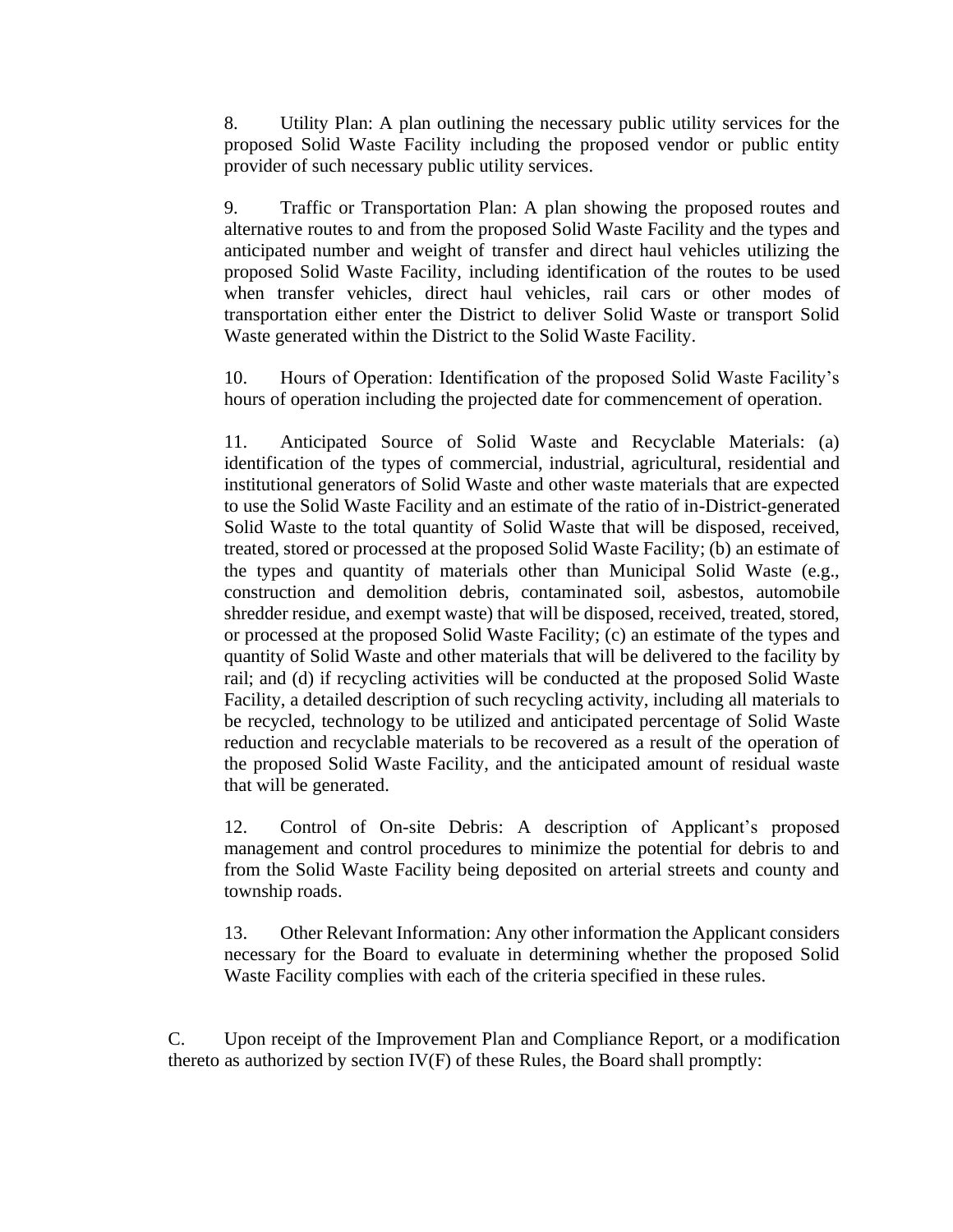8. Utility Plan: A plan outlining the necessary public utility services for the proposed Solid Waste Facility including the proposed vendor or public entity provider of such necessary public utility services.

9. Traffic or Transportation Plan: A plan showing the proposed routes and alternative routes to and from the proposed Solid Waste Facility and the types and anticipated number and weight of transfer and direct haul vehicles utilizing the proposed Solid Waste Facility, including identification of the routes to be used when transfer vehicles, direct haul vehicles, rail cars or other modes of transportation either enter the District to deliver Solid Waste or transport Solid Waste generated within the District to the Solid Waste Facility.

10. Hours of Operation: Identification of the proposed Solid Waste Facility's hours of operation including the projected date for commencement of operation.

11. Anticipated Source of Solid Waste and Recyclable Materials: (a) identification of the types of commercial, industrial, agricultural, residential and institutional generators of Solid Waste and other waste materials that are expected to use the Solid Waste Facility and an estimate of the ratio of in-District-generated Solid Waste to the total quantity of Solid Waste that will be disposed, received, treated, stored or processed at the proposed Solid Waste Facility; (b) an estimate of the types and quantity of materials other than Municipal Solid Waste (e.g., construction and demolition debris, contaminated soil, asbestos, automobile shredder residue, and exempt waste) that will be disposed, received, treated, stored, or processed at the proposed Solid Waste Facility; (c) an estimate of the types and quantity of Solid Waste and other materials that will be delivered to the facility by rail; and (d) if recycling activities will be conducted at the proposed Solid Waste Facility, a detailed description of such recycling activity, including all materials to be recycled, technology to be utilized and anticipated percentage of Solid Waste reduction and recyclable materials to be recovered as a result of the operation of the proposed Solid Waste Facility, and the anticipated amount of residual waste that will be generated.

12. Control of On-site Debris: A description of Applicant's proposed management and control procedures to minimize the potential for debris to and from the Solid Waste Facility being deposited on arterial streets and county and township roads.

13. Other Relevant Information: Any other information the Applicant considers necessary for the Board to evaluate in determining whether the proposed Solid Waste Facility complies with each of the criteria specified in these rules.

C. Upon receipt of the Improvement Plan and Compliance Report, or a modification thereto as authorized by section IV(F) of these Rules, the Board shall promptly: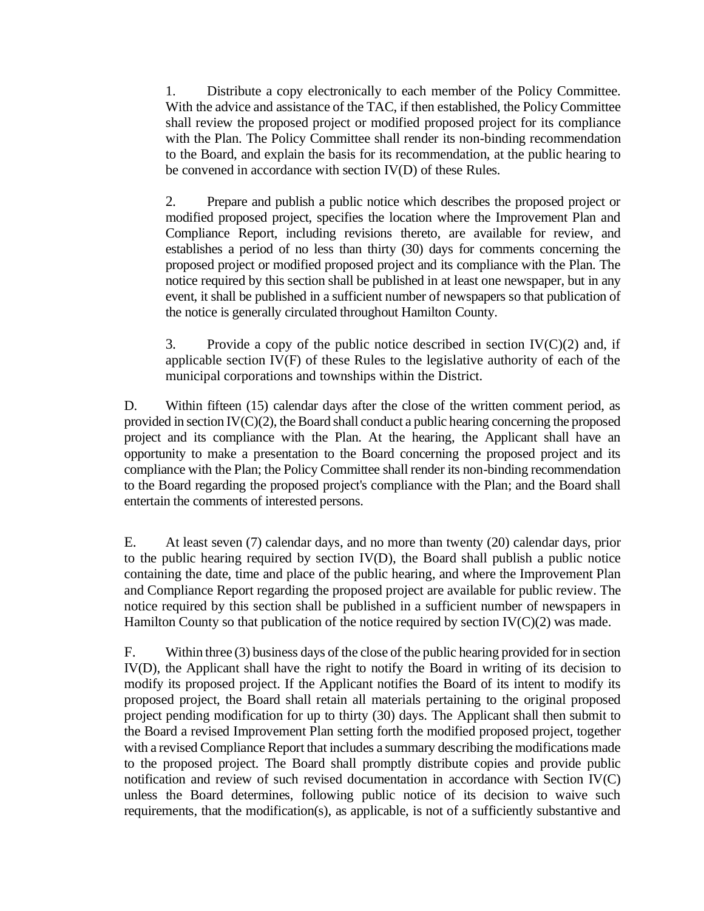1. Distribute a copy electronically to each member of the Policy Committee. With the advice and assistance of the TAC, if then established, the Policy Committee shall review the proposed project or modified proposed project for its compliance with the Plan. The Policy Committee shall render its non-binding recommendation to the Board, and explain the basis for its recommendation, at the public hearing to be convened in accordance with section IV(D) of these Rules.

2. Prepare and publish a public notice which describes the proposed project or modified proposed project, specifies the location where the Improvement Plan and Compliance Report, including revisions thereto, are available for review, and establishes a period of no less than thirty (30) days for comments concerning the proposed project or modified proposed project and its compliance with the Plan. The notice required by this section shall be published in at least one newspaper, but in any event, it shall be published in a sufficient number of newspapers so that publication of the notice is generally circulated throughout Hamilton County.

3. Provide a copy of the public notice described in section IV(C)(2) and, if applicable section IV(F) of these Rules to the legislative authority of each of the municipal corporations and townships within the District.

D. Within fifteen (15) calendar days after the close of the written comment period, as provided in section IV(C)(2), the Board shall conduct a public hearing concerning the proposed project and its compliance with the Plan. At the hearing, the Applicant shall have an opportunity to make a presentation to the Board concerning the proposed project and its compliance with the Plan; the Policy Committee shall render its non-binding recommendation to the Board regarding the proposed project's compliance with the Plan; and the Board shall entertain the comments of interested persons.

E. At least seven (7) calendar days, and no more than twenty (20) calendar days, prior to the public hearing required by section IV(D), the Board shall publish a public notice containing the date, time and place of the public hearing, and where the Improvement Plan and Compliance Report regarding the proposed project are available for public review. The notice required by this section shall be published in a sufficient number of newspapers in Hamilton County so that publication of the notice required by section IV(C)(2) was made.

F. Within three (3) business days of the close of the public hearing provided for in section IV(D), the Applicant shall have the right to notify the Board in writing of its decision to modify its proposed project. If the Applicant notifies the Board of its intent to modify its proposed project, the Board shall retain all materials pertaining to the original proposed project pending modification for up to thirty (30) days. The Applicant shall then submit to the Board a revised Improvement Plan setting forth the modified proposed project, together with a revised Compliance Report that includes a summary describing the modifications made to the proposed project. The Board shall promptly distribute copies and provide public notification and review of such revised documentation in accordance with Section IV(C) unless the Board determines, following public notice of its decision to waive such requirements, that the modification(s), as applicable, is not of a sufficiently substantive and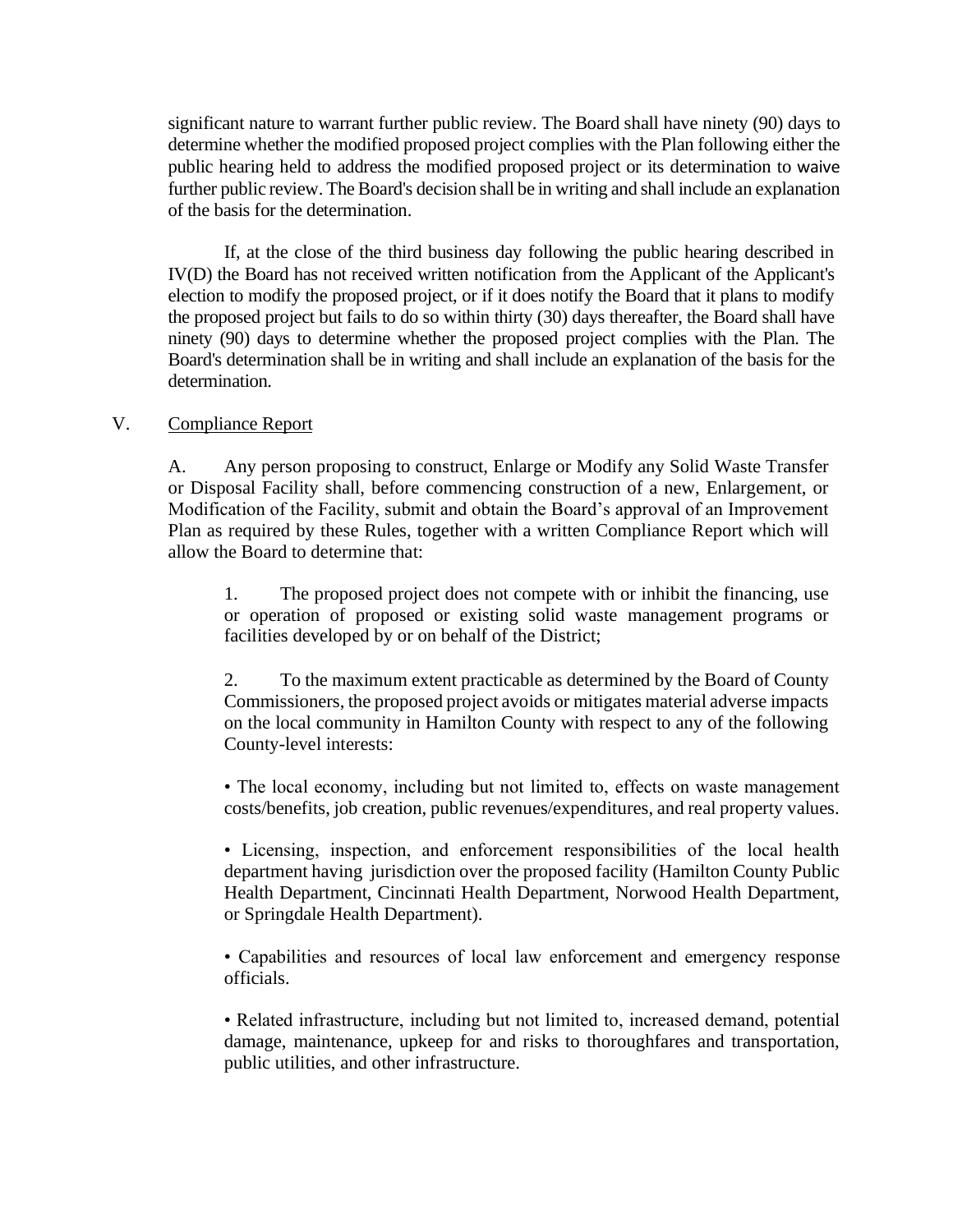significant nature to warrant further public review. The Board shall have ninety (90) days to determine whether the modified proposed project complies with the Plan following either the public hearing held to address the modified proposed project or its determination to waive further public review. The Board's decision shall be in writing and shall include an explanation of the basis for the determination.

If, at the close of the third business day following the public hearing described in IV(D) the Board has not received written notification from the Applicant of the Applicant's election to modify the proposed project, or if it does notify the Board that it plans to modify the proposed project but fails to do so within thirty (30) days thereafter, the Board shall have ninety (90) days to determine whether the proposed project complies with the Plan. The Board's determination shall be in writing and shall include an explanation of the basis for the determination.

## V. Compliance Report

A. Any person proposing to construct, Enlarge or Modify any Solid Waste Transfer or Disposal Facility shall, before commencing construction of a new, Enlargement, or Modification of the Facility, submit and obtain the Board's approval of an Improvement Plan as required by these Rules, together with a written Compliance Report which will allow the Board to determine that:

1. The proposed project does not compete with or inhibit the financing, use or operation of proposed or existing solid waste management programs or facilities developed by or on behalf of the District;

2. To the maximum extent practicable as determined by the Board of County Commissioners, the proposed project avoids or mitigates material adverse impacts on the local community in Hamilton County with respect to any of the following County-level interests:

• The local economy, including but not limited to, effects on waste management costs/benefits, job creation, public revenues/expenditures, and real property values.

• Licensing, inspection, and enforcement responsibilities of the local health department having jurisdiction over the proposed facility (Hamilton County Public Health Department, Cincinnati Health Department, Norwood Health Department, or Springdale Health Department).

• Capabilities and resources of local law enforcement and emergency response officials.

• Related infrastructure, including but not limited to, increased demand, potential damage, maintenance, upkeep for and risks to thoroughfares and transportation, public utilities, and other infrastructure.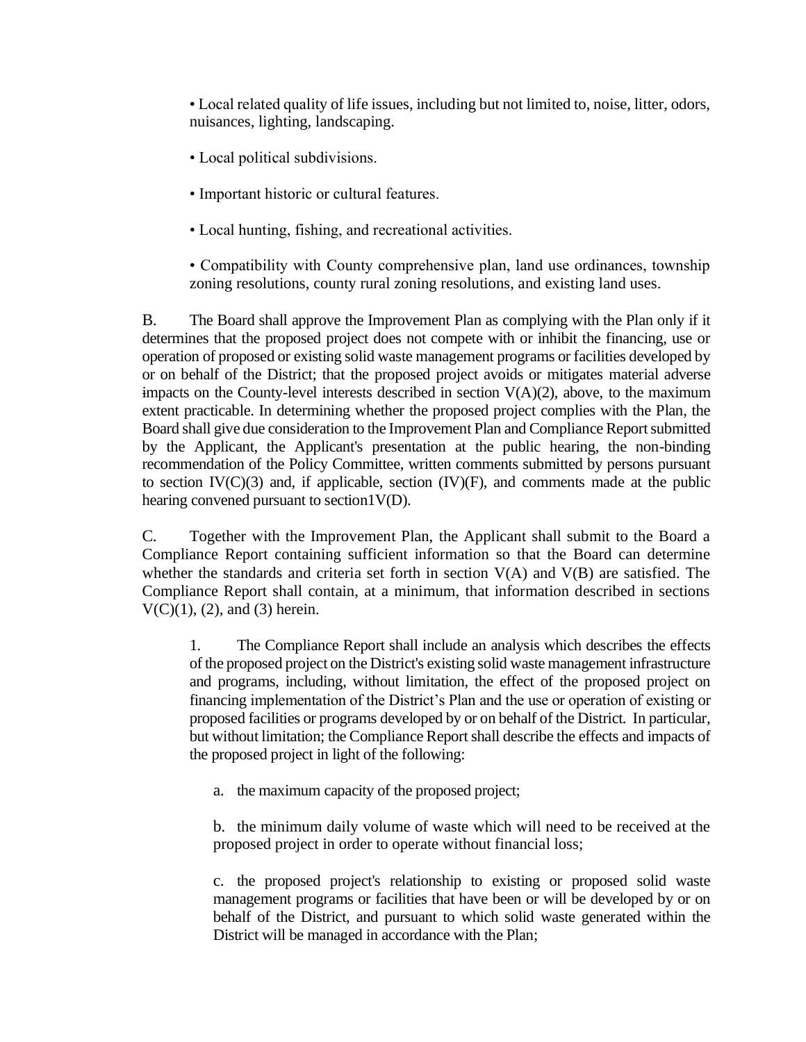• Local related quality of life issues, including but not limited to, noise, litter, odors, nuisances, lighting, landscaping.

• Local political subdivisions.

• Important historic or cultural features.

• Local hunting, fishing, and recreational activities.

• Compatibility with County comprehensive plan, land use ordinances, township zoning resolutions, county rural zoning resolutions, and existing land uses.

B. The Board shall approve the Improvement Plan as complying with the Plan only if it determines that the proposed project does not compete with or inhibit the financing, use or operation of proposed or existing solid waste management programs or facilities developed by or on behalf of the District; that the proposed project avoids or mitigates material adverse impacts on the County-level interests described in section V(A)(2), above, to the maximum extent practicable. In determining whether the proposed project complies with the Plan, the Board shall give due consideration to the Improvement Plan and Compliance Report submitted by the Applicant, the Applicant's presentation at the public hearing, the non-binding recommendation of the Policy Committee, written comments submitted by persons pursuant to section IV(C)(3) and, if applicable, section (IV)(F), and comments made at the public hearing convened pursuant to section1V(D).

C. Together with the Improvement Plan, the Applicant shall submit to the Board a Compliance Report containing sufficient information so that the Board can determine whether the standards and criteria set forth in section V(A) and V(B) are satisfied. The Compliance Report shall contain, at a minimum, that information described in sections V(C)(1), (2), and (3) herein.

1. The Compliance Report shall include an analysis which describes the effects of the proposed project on the District's existing solid waste management infrastructure and programs, including, without limitation, the effect of the proposed project on financing implementation of the District's Plan and the use or operation of existing or proposed facilities or programs developed by or on behalf of the District. In particular, but without limitation; the Compliance Report shall describe the effects and impacts of the proposed project in light of the following:

a. the maximum capacity of the proposed project;

b. the minimum daily volume of waste which will need to be received at the proposed project in order to operate without financial loss;

c. the proposed project's relationship to existing or proposed solid waste management programs or facilities that have been or will be developed by or on behalf of the District, and pursuant to which solid waste generated within the District will be managed in accordance with the Plan;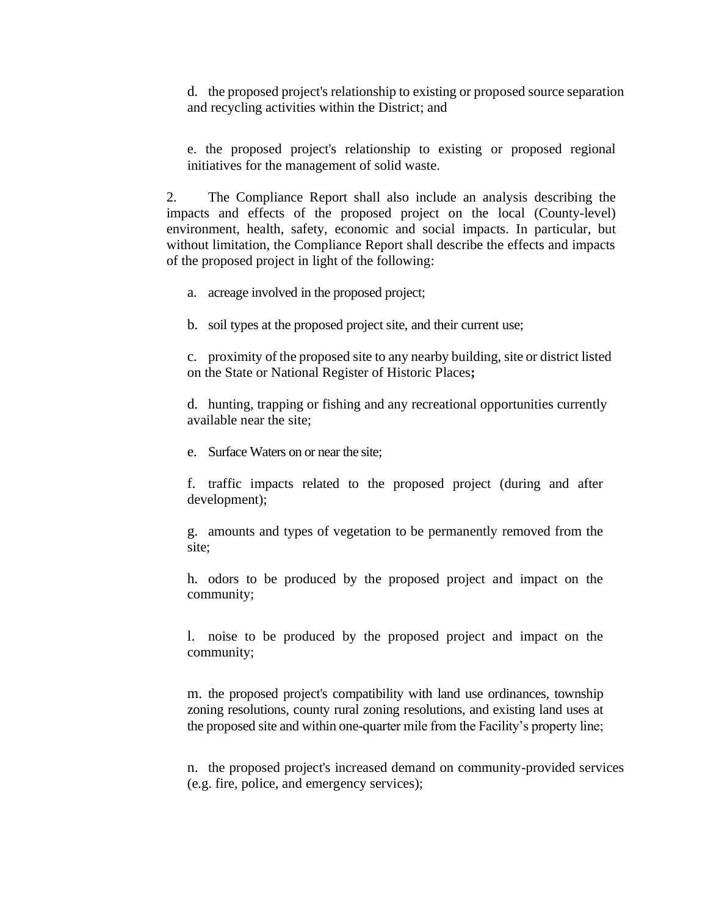d. the proposed project's relationship to existing or proposed source separation and recycling activities within the District; and

e. the proposed project's relationship to existing or proposed regional initiatives for the management of solid waste.

2. The Compliance Report shall also include an analysis describing the impacts and effects of the proposed project on the local (County-level) environment, health, safety, economic and social impacts. In particular, but without limitation, the Compliance Report shall describe the effects and impacts of the proposed project in light of the following:

a. acreage involved in the proposed project;

b. soil types at the proposed project site, and their current use;

c. proximity of the proposed site to any nearby building, site or district listed on the State or National Register of Historic Places**;**

d. hunting, trapping or fishing and any recreational opportunities currently available near the site;

e. Surface Waters on or near the site;

f. traffic impacts related to the proposed project (during and after development);

g. amounts and types of vegetation to be permanently removed from the site;

h. odors to be produced by the proposed project and impact on the community;

l. noise to be produced by the proposed project and impact on the community;

m. the proposed project's compatibility with land use ordinances, township zoning resolutions, county rural zoning resolutions, and existing land uses at the proposed site and within one-quarter mile from the Facility's property line;

n. the proposed project's increased demand on community-provided services (e.g. fire, police, and emergency services);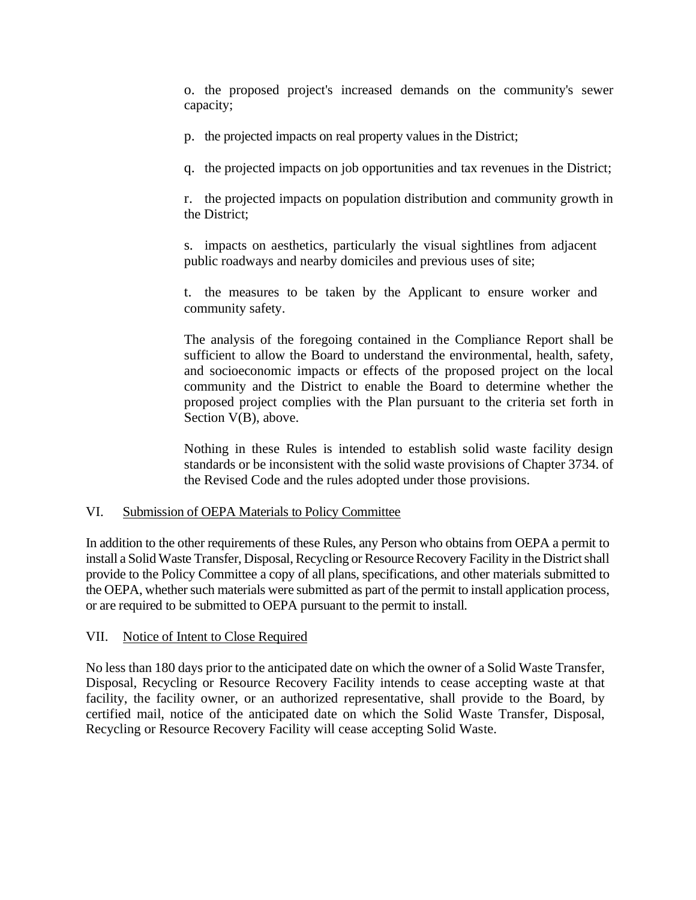o. the proposed project's increased demands on the community's sewer capacity;

p. the projected impacts on real property values in the District;

q. the projected impacts on job opportunities and tax revenues in the District;

r. the projected impacts on population distribution and community growth in the District;

s. impacts on aesthetics, particularly the visual sightlines from adjacent public roadways and nearby domiciles and previous uses of site;

t. the measures to be taken by the Applicant to ensure worker and community safety.

The analysis of the foregoing contained in the Compliance Report shall be sufficient to allow the Board to understand the environmental, health, safety, and socioeconomic impacts or effects of the proposed project on the local community and the District to enable the Board to determine whether the proposed project complies with the Plan pursuant to the criteria set forth in Section V(B), above.

Nothing in these Rules is intended to establish solid waste facility design standards or be inconsistent with the solid waste provisions of Chapter 3734. of the Revised Code and the rules adopted under those provisions.

## VI. Submission of OEPA Materials to Policy Committee

In addition to the other requirements of these Rules, any Person who obtains from OEPA a permit to install a Solid Waste Transfer, Disposal, Recycling or Resource Recovery Facility in the District shall provide to the Policy Committee a copy of all plans, specifications, and other materials submitted to the OEPA, whether such materials were submitted as part of the permit to install application process, or are required to be submitted to OEPA pursuant to the permit to install.

## VII. Notice of Intent to Close Required

No less than 180 days prior to the anticipated date on which the owner of a Solid Waste Transfer, Disposal, Recycling or Resource Recovery Facility intends to cease accepting waste at that facility, the facility owner, or an authorized representative, shall provide to the Board, by certified mail, notice of the anticipated date on which the Solid Waste Transfer, Disposal, Recycling or Resource Recovery Facility will cease accepting Solid Waste.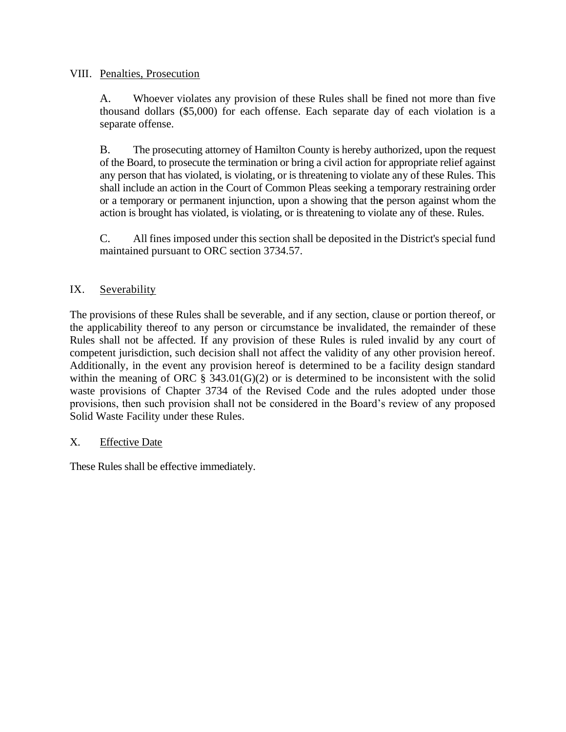## VIII. Penalties, Prosecution

A. Whoever violates any provision of these Rules shall be fined not more than five thousand dollars ($5,000) for each offense. Each separate day of each violation is a separate offense.

B. The prosecuting attorney of Hamilton County is hereby authorized, upon the request of the Board, to prosecute the termination or bring a civil action for appropriate relief against any person that has violated, is violating, or is threatening to violate any of these Rules. This shall include an action in the Court of Common Pleas seeking a temporary restraining order or a temporary or permanent injunction, upon a showing that the person against whom the action is brought has violated, is violating, or is threatening to violate any of these. Rules.

C. All fines imposed under this section shall be deposited in the District's special fund maintained pursuant to ORC section 3734.57.

## IX. Severability

The provisions of these Rules shall be severable, and if any section, clause or portion thereof, or the applicability thereof to any person or circumstance be invalidated, the remainder of these Rules shall not be affected. If any provision of these Rules is ruled invalid by any court of competent jurisdiction, such decision shall not affect the validity of any other provision hereof. Additionally, in the event any provision hereof is determined to be a facility design standard within the meaning of ORC § 343.01(G)(2) or is determined to be inconsistent with the solid waste provisions of Chapter 3734 of the Revised Code and the rules adopted under those provisions, then such provision shall not be considered in the Board's review of any proposed Solid Waste Facility under these Rules.

## X. Effective Date

These Rules shall be effective immediately.